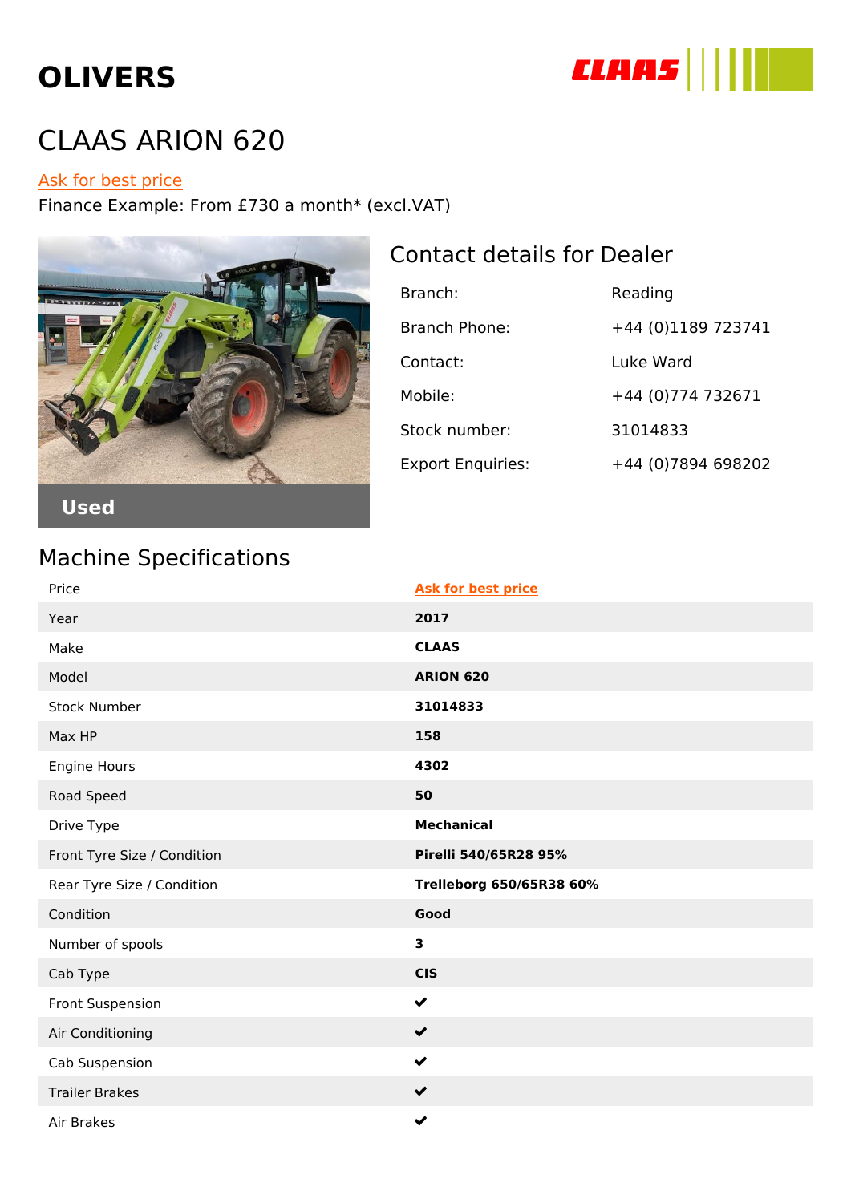**OLIVERS**

# CLAAS ARION 620

Ask for best price

Finance Example: From £730 a month* (excl.VAT)

Used

## Contact details for Dealer

| | |
|---|---|
| Branch: | Reading |
| Branch Phone: | +44 (0)1189 723741 |
| Contact: | Luke Ward |
| Mobile: | +44 (0)774 732671 |
| Stock number: | 31014833 |
| Export Enquiries: | +44 (0)7894 698202 |

## Machine Specifications

| | |
|---|---|
| Price | **Ask for best price** |
| Year | **2017** |
| Make | **CLAAS** |
| Model | **ARION 620** |
| Stock Number | **31014833** |
| Max HP | **158** |
| Engine Hours | **4302** |
| Road Speed | **50** |
| Drive Type | **Mechanical** |
| Front Tyre Size / Condition | **Pirelli 540/65R28 95%** |
| Rear Tyre Size / Condition | **Trelleborg 650/65R38 60%** |
| Condition | **Good** |
| Number of spools | **3** |
| Cab Type | **CIS** |
| Front Suspension | ✔ |
| Air Conditioning | ✔ |
| Cab Suspension | ✔ |
| Trailer Brakes | ✔ |
| Air Brakes | ✔ |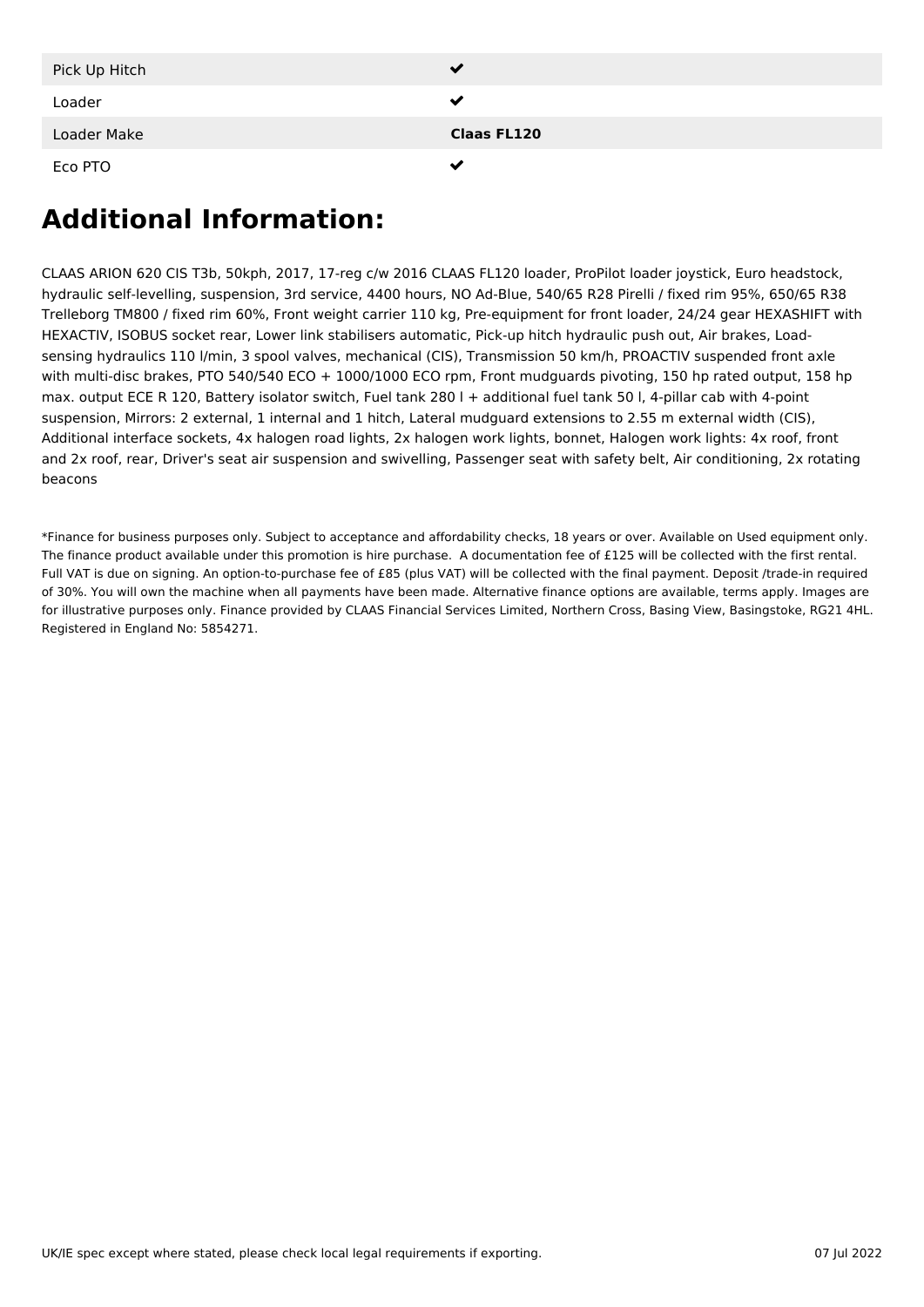| | |
|---|---|
| Pick Up Hitch | ✔ |
| Loader | ✔ |
| Loader Make | **Claas FL120** |
| Eco PTO | ✔ |

## Additional Information:

CLAAS ARION 620 CIS T3b, 50kph, 2017, 17-reg c/w 2016 CLAAS FL120 loader, ProPilot loader joystick, Euro headstock, hydraulic self-levelling, suspension, 3rd service, 4400 hours, NO Ad-Blue, 540/65 R28 Pirelli / fixed rim 95%, 650/65 R38 Trelleborg TM800 / fixed rim 60%, Front weight carrier 110 kg, Pre-equipment for front loader, 24/24 gear HEXASHIFT with HEXACTIV, ISOBUS socket rear, Lower link stabilisers automatic, Pick-up hitch hydraulic push out, Air brakes, Load-sensing hydraulics 110 l/min, 3 spool valves, mechanical (CIS), Transmission 50 km/h, PROACTIV suspended front axle with multi-disc brakes, PTO 540/540 ECO + 1000/1000 ECO rpm, Front mudguards pivoting, 150 hp rated output, 158 hp max. output ECE R 120, Battery isolator switch, Fuel tank 280 l + additional fuel tank 50 l, 4-pillar cab with 4-point suspension, Mirrors: 2 external, 1 internal and 1 hitch, Lateral mudguard extensions to 2.55 m external width (CIS), Additional interface sockets, 4x halogen road lights, 2x halogen work lights, bonnet, Halogen work lights: 4x roof, front and 2x roof, rear, Driver's seat air suspension and swivelling, Passenger seat with safety belt, Air conditioning, 2x rotating beacons

*Finance for business purposes only. Subject to acceptance and affordability checks, 18 years or over. Available on Used equipment only. The finance product available under this promotion is hire purchase. A documentation fee of £125 will be collected with the first rental. Full VAT is due on signing. An option-to-purchase fee of £85 (plus VAT) will be collected with the final payment. Deposit /trade-in required of 30%. You will own the machine when all payments have been made. Alternative finance options are available, terms apply. Images are for illustrative purposes only. Finance provided by CLAAS Financial Services Limited, Northern Cross, Basing View, Basingstoke, RG21 4HL. Registered in England No: 5854271.

UK/IE spec except where stated, please check local legal requirements if exporting.

07 Jul 2022